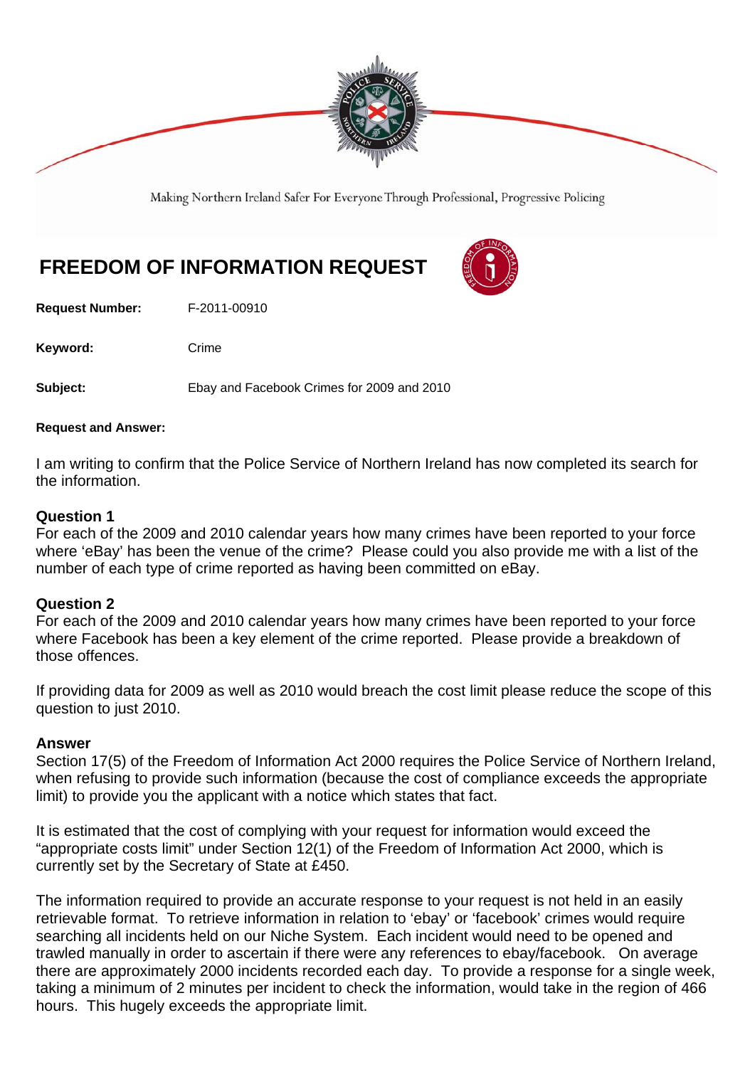Making Northern Ireland Safer For Everyone Through Professional, Progressive Policing

# FREEDOM OF INFORMATION REQUEST

**Request Number:** F-2011-00910

**Keyword:** Crime

**Subject:** Ebay and Facebook Crimes for 2009 and 2010

**Request and Answer:**

I am writing to confirm that the Police Service of Northern Ireland has now completed its search for the information.

**Question 1**
For each of the 2009 and 2010 calendar years how many crimes have been reported to your force where 'eBay' has been the venue of the crime? Please could you also provide me with a list of the number of each type of crime reported as having been committed on eBay.

**Question 2**
For each of the 2009 and 2010 calendar years how many crimes have been reported to your force where Facebook has been a key element of the crime reported. Please provide a breakdown of those offences.

If providing data for 2009 as well as 2010 would breach the cost limit please reduce the scope of this question to just 2010.

**Answer**
Section 17(5) of the Freedom of Information Act 2000 requires the Police Service of Northern Ireland, when refusing to provide such information (because the cost of compliance exceeds the appropriate limit) to provide you the applicant with a notice which states that fact.

It is estimated that the cost of complying with your request for information would exceed the "appropriate costs limit" under Section 12(1) of the Freedom of Information Act 2000, which is currently set by the Secretary of State at £450.

The information required to provide an accurate response to your request is not held in an easily retrievable format. To retrieve information in relation to 'ebay' or 'facebook' crimes would require searching all incidents held on our Niche System. Each incident would need to be opened and trawled manually in order to ascertain if there were any references to ebay/facebook. On average there are approximately 2000 incidents recorded each day. To provide a response for a single week, taking a minimum of 2 minutes per incident to check the information, would take in the region of 466 hours. This hugely exceeds the appropriate limit.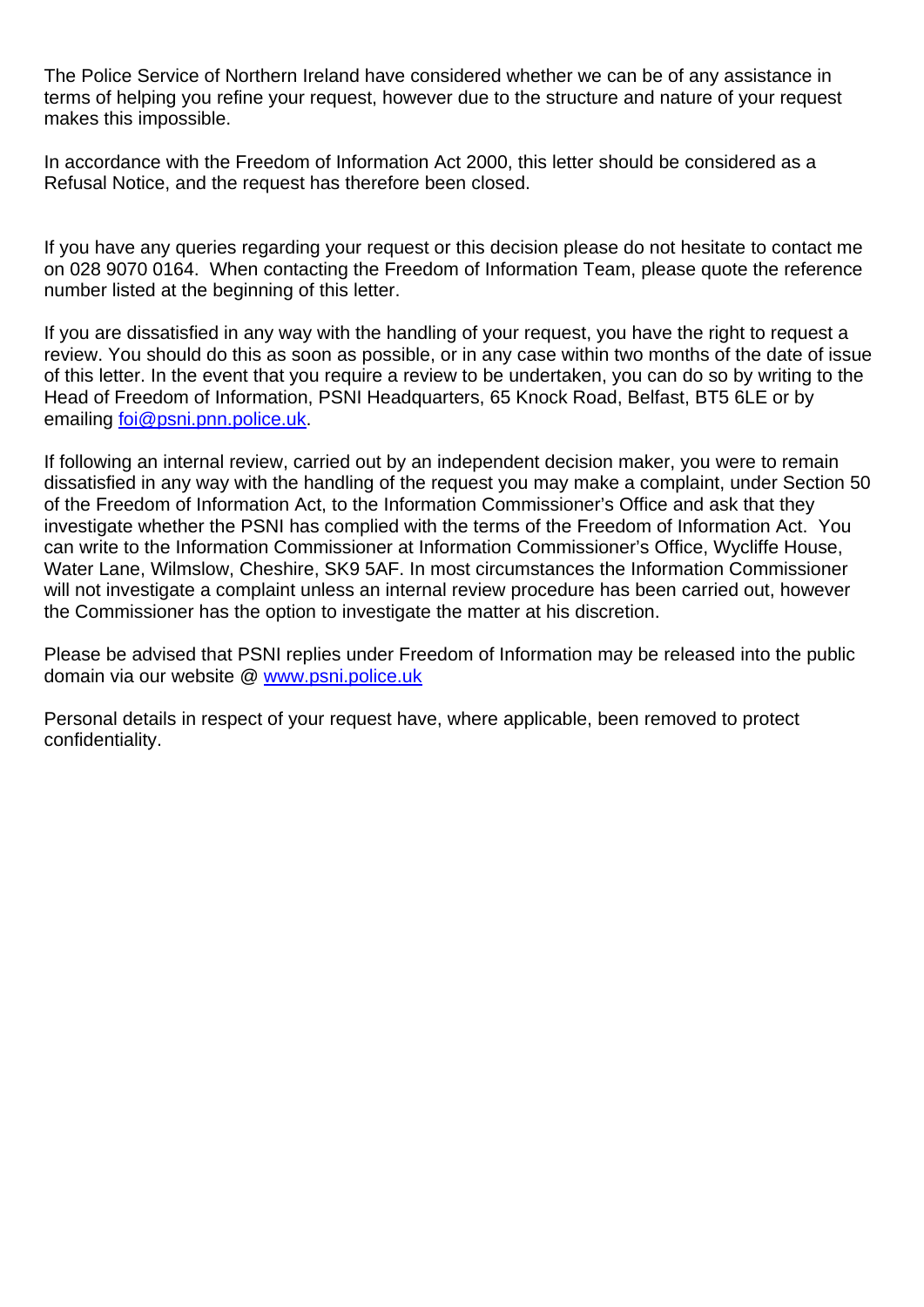The Police Service of Northern Ireland have considered whether we can be of any assistance in terms of helping you refine your request, however due to the structure and nature of your request makes this impossible.

In accordance with the Freedom of Information Act 2000, this letter should be considered as a Refusal Notice, and the request has therefore been closed.

If you have any queries regarding your request or this decision please do not hesitate to contact me on 028 9070 0164. When contacting the Freedom of Information Team, please quote the reference number listed at the beginning of this letter.

If you are dissatisfied in any way with the handling of your request, you have the right to request a review. You should do this as soon as possible, or in any case within two months of the date of issue of this letter. In the event that you require a review to be undertaken, you can do so by writing to the Head of Freedom of Information, PSNI Headquarters, 65 Knock Road, Belfast, BT5 6LE or by emailing [foi@psni.pnn.police.uk](mailto:foi@psni.pnn.police.uk).

If following an internal review, carried out by an independent decision maker, you were to remain dissatisfied in any way with the handling of the request you may make a complaint, under Section 50 of the Freedom of Information Act, to the Information Commissioner's Office and ask that they investigate whether the PSNI has complied with the terms of the Freedom of Information Act. You can write to the Information Commissioner at Information Commissioner's Office, Wycliffe House, Water Lane, Wilmslow, Cheshire, SK9 5AF. In most circumstances the Information Commissioner will not investigate a complaint unless an internal review procedure has been carried out, however the Commissioner has the option to investigate the matter at his discretion.

Please be advised that PSNI replies under Freedom of Information may be released into the public domain via our website @ [www.psni.police.uk](http://www.psni.police.uk)

Personal details in respect of your request have, where applicable, been removed to protect confidentiality.